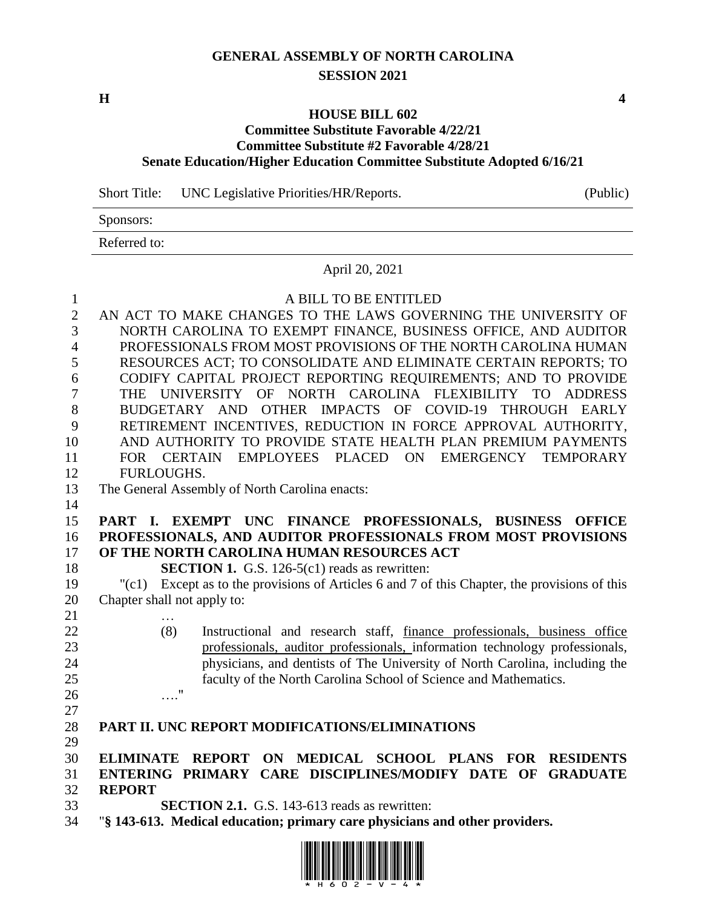# GENERAL ASSEMBLY OF NORTH CAROLINA
## SESSION 2021

**H** **4**

### HOUSE BILL 602
**Committee Substitute Favorable 4/22/21**
**Committee Substitute #2 Favorable 4/28/21**
**Senate Education/Higher Education Committee Substitute Adopted 6/16/21**

Short Title: UNC Legislative Priorities/HR/Reports. (Public)

Sponsors:

Referred to:

April 20, 2021

A BILL TO BE ENTITLED

AN ACT TO MAKE CHANGES TO THE LAWS GOVERNING THE UNIVERSITY OF NORTH CAROLINA TO EXEMPT FINANCE, BUSINESS OFFICE, AND AUDITOR PROFESSIONALS FROM MOST PROVISIONS OF THE NORTH CAROLINA HUMAN RESOURCES ACT; TO CONSOLIDATE AND ELIMINATE CERTAIN REPORTS; TO CODIFY CAPITAL PROJECT REPORTING REQUIREMENTS; AND TO PROVIDE THE UNIVERSITY OF NORTH CAROLINA FLEXIBILITY TO ADDRESS BUDGETARY AND OTHER IMPACTS OF COVID-19 THROUGH EARLY RETIREMENT INCENTIVES, REDUCTION IN FORCE APPROVAL AUTHORITY, AND AUTHORITY TO PROVIDE STATE HEALTH PLAN PREMIUM PAYMENTS FOR CERTAIN EMPLOYEES PLACED ON EMERGENCY TEMPORARY FURLOUGHS.

The General Assembly of North Carolina enacts:

**PART I. EXEMPT UNC FINANCE PROFESSIONALS, BUSINESS OFFICE PROFESSIONALS, AND AUDITOR PROFESSIONALS FROM MOST PROVISIONS OF THE NORTH CAROLINA HUMAN RESOURCES ACT**

**SECTION 1.** G.S. 126-5(c1) reads as rewritten:

"(c1) Except as to the provisions of Articles 6 and 7 of this Chapter, the provisions of this Chapter shall not apply to:

…

(8) Instructional and research staff, finance professionals, business office professionals, auditor professionals, information technology professionals, physicians, and dentists of The University of North Carolina, including the faculty of the North Carolina School of Science and Mathematics.

…."

**PART II. UNC REPORT MODIFICATIONS/ELIMINATIONS**

**ELIMINATE REPORT ON MEDICAL SCHOOL PLANS FOR RESIDENTS ENTERING PRIMARY CARE DISCIPLINES/MODIFY DATE OF GRADUATE REPORT**

**SECTION 2.1.** G.S. 143-613 reads as rewritten:

"**§ 143-613. Medical education; primary care physicians and other providers.**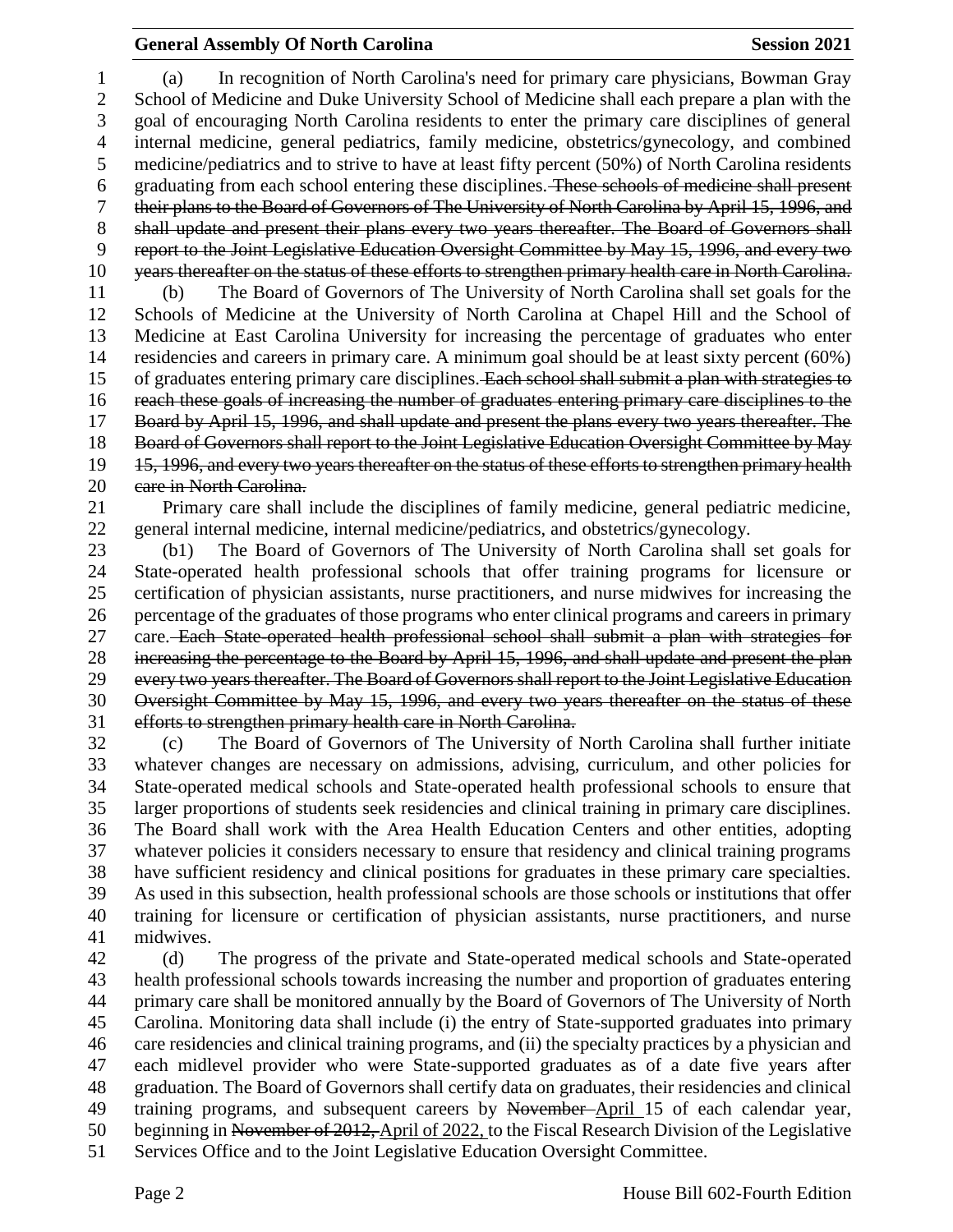(a) In recognition of North Carolina's need for primary care physicians, Bowman Gray School of Medicine and Duke University School of Medicine shall each prepare a plan with the goal of encouraging North Carolina residents to enter the primary care disciplines of general internal medicine, general pediatrics, family medicine, obstetrics/gynecology, and combined medicine/pediatrics and to strive to have at least fifty percent (50%) of North Carolina residents graduating from each school entering these disciplines. ~~These schools of medicine shall present their plans to the Board of Governors of The University of North Carolina by April 15, 1996, and shall update and present their plans every two years thereafter. The Board of Governors shall report to the Joint Legislative Education Oversight Committee by May 15, 1996, and every two years thereafter on the status of these efforts to strengthen primary health care in North Carolina.~~

(b) The Board of Governors of The University of North Carolina shall set goals for the Schools of Medicine at the University of North Carolina at Chapel Hill and the School of Medicine at East Carolina University for increasing the percentage of graduates who enter residencies and careers in primary care. A minimum goal should be at least sixty percent (60%) of graduates entering primary care disciplines. ~~Each school shall submit a plan with strategies to reach these goals of increasing the number of graduates entering primary care disciplines to the Board by April 15, 1996, and shall update and present the plans every two years thereafter. The Board of Governors shall report to the Joint Legislative Education Oversight Committee by May 15, 1996, and every two years thereafter on the status of these efforts to strengthen primary health care in North Carolina.~~

Primary care shall include the disciplines of family medicine, general pediatric medicine, general internal medicine, internal medicine/pediatrics, and obstetrics/gynecology.

(b1) The Board of Governors of The University of North Carolina shall set goals for State-operated health professional schools that offer training programs for licensure or certification of physician assistants, nurse practitioners, and nurse midwives for increasing the percentage of the graduates of those programs who enter clinical programs and careers in primary care. ~~Each State-operated health professional school shall submit a plan with strategies for increasing the percentage to the Board by April 15, 1996, and shall update and present the plan every two years thereafter. The Board of Governors shall report to the Joint Legislative Education Oversight Committee by May 15, 1996, and every two years thereafter on the status of these efforts to strengthen primary health care in North Carolina.~~

(c) The Board of Governors of The University of North Carolina shall further initiate whatever changes are necessary on admissions, advising, curriculum, and other policies for State-operated medical schools and State-operated health professional schools to ensure that larger proportions of students seek residencies and clinical training in primary care disciplines. The Board shall work with the Area Health Education Centers and other entities, adopting whatever policies it considers necessary to ensure that residency and clinical training programs have sufficient residency and clinical positions for graduates in these primary care specialties. As used in this subsection, health professional schools are those schools or institutions that offer training for licensure or certification of physician assistants, nurse practitioners, and nurse midwives.

(d) The progress of the private and State-operated medical schools and State-operated health professional schools towards increasing the number and proportion of graduates entering primary care shall be monitored annually by the Board of Governors of The University of North Carolina. Monitoring data shall include (i) the entry of State-supported graduates into primary care residencies and clinical training programs, and (ii) the specialty practices by a physician and each midlevel provider who were State-supported graduates as of a date five years after graduation. The Board of Governors shall certify data on graduates, their residencies and clinical training programs, and subsequent careers by ~~November~~ <u>April</u> 15 of each calendar year, beginning in ~~November of 2012,~~ <u>April of 2022,</u> to the Fiscal Research Division of the Legislative Services Office and to the Joint Legislative Education Oversight Committee.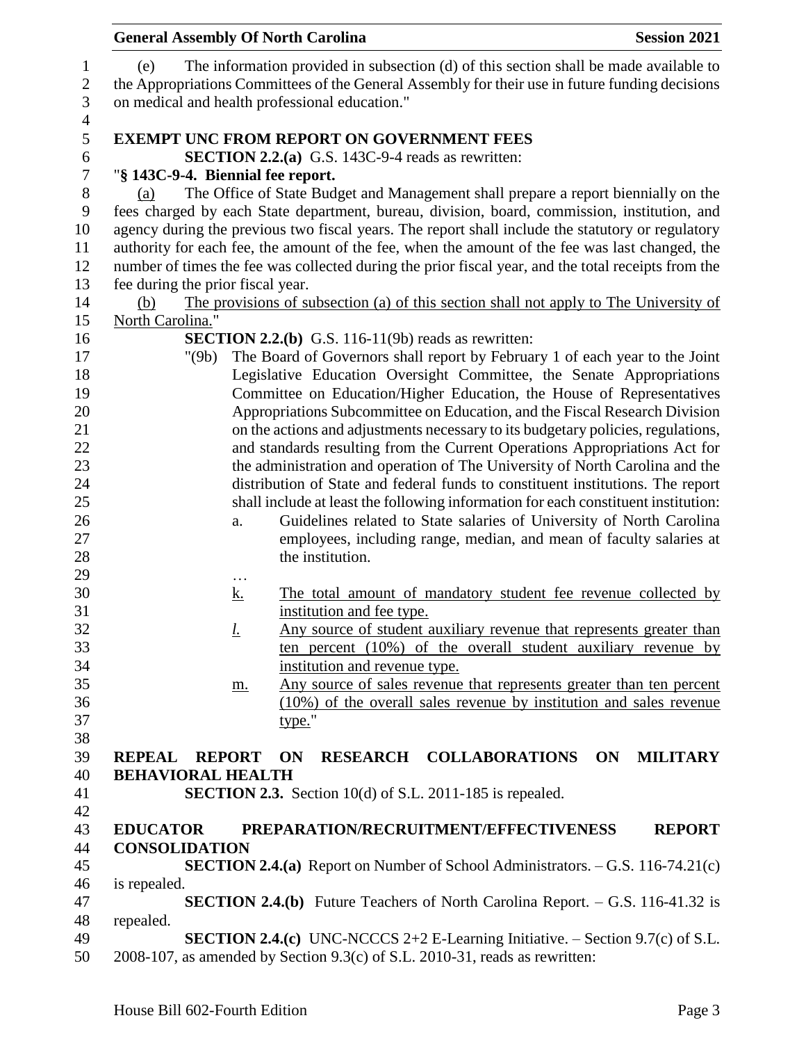(e) The information provided in subsection (d) of this section shall be made available to the Appropriations Committees of the General Assembly for their use in future funding decisions on medical and health professional education."

**EXEMPT UNC FROM REPORT ON GOVERNMENT FEES**

**SECTION 2.2.(a)** G.S. 143C-9-4 reads as rewritten:

"**§ 143C-9-4. Biennial fee report.**

(a) The Office of State Budget and Management shall prepare a report biennially on the fees charged by each State department, bureau, division, board, commission, institution, and agency during the previous two fiscal years. The report shall include the statutory or regulatory authority for each fee, the amount of the fee, when the amount of the fee was last changed, the number of times the fee was collected during the prior fiscal year, and the total receipts from the fee during the prior fiscal year.

(b) The provisions of subsection (a) of this section shall not apply to The University of North Carolina."

**SECTION 2.2.(b)** G.S. 116-11(9b) reads as rewritten:

"(9b) The Board of Governors shall report by February 1 of each year to the Joint Legislative Education Oversight Committee, the Senate Appropriations Committee on Education/Higher Education, the House of Representatives Appropriations Subcommittee on Education, and the Fiscal Research Division on the actions and adjustments necessary to its budgetary policies, regulations, and standards resulting from the Current Operations Appropriations Act for the administration and operation of The University of North Carolina and the distribution of State and federal funds to constituent institutions. The report shall include at least the following information for each constituent institution:

a. Guidelines related to State salaries of University of North Carolina employees, including range, median, and mean of faculty salaries at the institution.

…

k. The total amount of mandatory student fee revenue collected by institution and fee type.

l. Any source of student auxiliary revenue that represents greater than ten percent (10%) of the overall student auxiliary revenue by institution and revenue type.

m. Any source of sales revenue that represents greater than ten percent (10%) of the overall sales revenue by institution and sales revenue type."

**REPEAL REPORT ON RESEARCH COLLABORATIONS ON MILITARY BEHAVIORAL HEALTH**

**SECTION 2.3.** Section 10(d) of S.L. 2011-185 is repealed.

**EDUCATOR PREPARATION/RECRUITMENT/EFFECTIVENESS REPORT CONSOLIDATION**

**SECTION 2.4.(a)** Report on Number of School Administrators. – G.S. 116-74.21(c) is repealed.

**SECTION 2.4.(b)** Future Teachers of North Carolina Report. – G.S. 116-41.32 is repealed.

**SECTION 2.4.(c)** UNC-NCCCS 2+2 E-Learning Initiative. – Section 9.7(c) of S.L. 2008-107, as amended by Section 9.3(c) of S.L. 2010-31, reads as rewritten: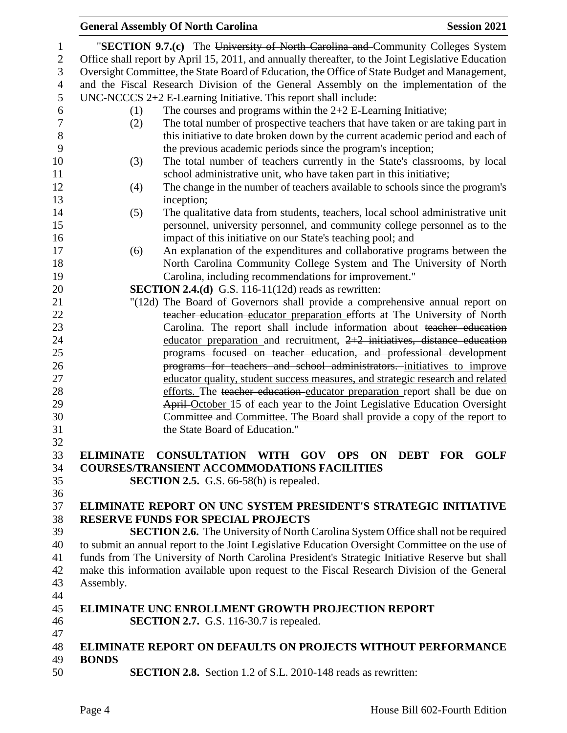"**SECTION 9.7.(c)** The ~~University of North Carolina and~~ Community Colleges System Office shall report by April 15, 2011, and annually thereafter, to the Joint Legislative Education Oversight Committee, the State Board of Education, the Office of State Budget and Management, and the Fiscal Research Division of the General Assembly on the implementation of the UNC-NCCCS 2+2 E-Learning Initiative. This report shall include:

(1) The courses and programs within the 2+2 E-Learning Initiative;

(2) The total number of prospective teachers that have taken or are taking part in this initiative to date broken down by the current academic period and each of the previous academic periods since the program's inception;

(3) The total number of teachers currently in the State's classrooms, by local school administrative unit, who have taken part in this initiative;

(4) The change in the number of teachers available to schools since the program's inception;

(5) The qualitative data from students, teachers, local school administrative unit personnel, university personnel, and community college personnel as to the impact of this initiative on our State's teaching pool; and

(6) An explanation of the expenditures and collaborative programs between the North Carolina Community College System and The University of North Carolina, including recommendations for improvement."

**SECTION 2.4.(d)** G.S. 116-11(12d) reads as rewritten:

"(12d) The Board of Governors shall provide a comprehensive annual report on ~~teacher education~~ educator preparation efforts at The University of North Carolina. The report shall include information about ~~teacher education~~ educator preparation and recruitment, ~~2+2 initiatives, distance education programs focused on teacher education, and professional development programs for teachers and school administrators.~~ initiatives to improve educator quality, student success measures, and strategic research and related efforts. The ~~teacher education~~ educator preparation report shall be due on ~~April~~ October 15 of each year to the Joint Legislative Education Oversight ~~Committee and~~ Committee. The Board shall provide a copy of the report to the State Board of Education."

## ELIMINATE CONSULTATION WITH GOV OPS ON DEBT FOR GOLF COURSES/TRANSIENT ACCOMMODATIONS FACILITIES

**SECTION 2.5.** G.S. 66-58(h) is repealed.

## ELIMINATE REPORT ON UNC SYSTEM PRESIDENT'S STRATEGIC INITIATIVE RESERVE FUNDS FOR SPECIAL PROJECTS

**SECTION 2.6.** The University of North Carolina System Office shall not be required to submit an annual report to the Joint Legislative Education Oversight Committee on the use of funds from The University of North Carolina President's Strategic Initiative Reserve but shall make this information available upon request to the Fiscal Research Division of the General Assembly.

## ELIMINATE UNC ENROLLMENT GROWTH PROJECTION REPORT

**SECTION 2.7.** G.S. 116-30.7 is repealed.

## ELIMINATE REPORT ON DEFAULTS ON PROJECTS WITHOUT PERFORMANCE BONDS

**SECTION 2.8.** Section 1.2 of S.L. 2010-148 reads as rewritten: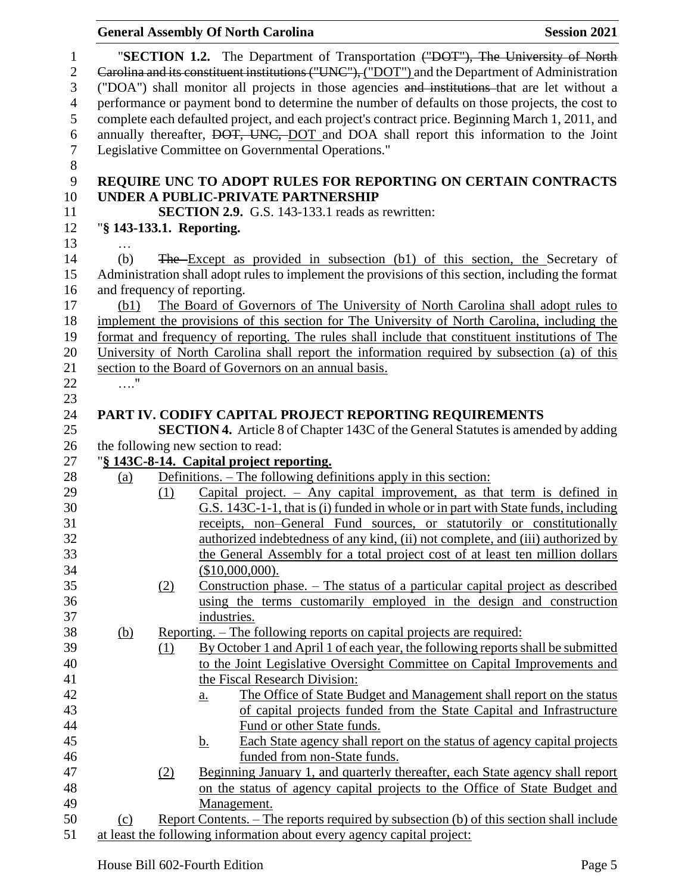"**SECTION 1.2.** The Department of Transportation ~~("DOT"), The University of North Carolina and its constituent institutions ("UNC"),~~ ("DOT") and the Department of Administration ("DOA") shall monitor all projects in those agencies ~~and institutions~~ that are let without a performance or payment bond to determine the number of defaults on those projects, the cost to complete each defaulted project, and each project's contract price. Beginning March 1, 2011, and annually thereafter, ~~DOT, UNC,~~ DOT and DOA shall report this information to the Joint Legislative Committee on Governmental Operations."

**REQUIRE UNC TO ADOPT RULES FOR REPORTING ON CERTAIN CONTRACTS UNDER A PUBLIC-PRIVATE PARTNERSHIP**

**SECTION 2.9.** G.S. 143-133.1 reads as rewritten:

"**§ 143-133.1. Reporting.**

…

(b) ~~The~~ Except as provided in subsection (b1) of this section, the Secretary of Administration shall adopt rules to implement the provisions of this section, including the format and frequency of reporting.

(b1) The Board of Governors of The University of North Carolina shall adopt rules to implement the provisions of this section for The University of North Carolina, including the format and frequency of reporting. The rules shall include that constituent institutions of The University of North Carolina shall report the information required by subsection (a) of this section to the Board of Governors on an annual basis.

…."

**PART IV. CODIFY CAPITAL PROJECT REPORTING REQUIREMENTS**

**SECTION 4.** Article 8 of Chapter 143C of the General Statutes is amended by adding the following new section to read:

"**§ 143C-8-14. Capital project reporting.**

(a) Definitions. – The following definitions apply in this section:

(1) Capital project. – Any capital improvement, as that term is defined in G.S. 143C-1-1, that is (i) funded in whole or in part with State funds, including receipts, non–General Fund sources, or statutorily or constitutionally authorized indebtedness of any kind, (ii) not complete, and (iii) authorized by the General Assembly for a total project cost of at least ten million dollars ($10,000,000).

(2) Construction phase. – The status of a particular capital project as described using the terms customarily employed in the design and construction industries.

(b) Reporting. – The following reports on capital projects are required:

(1) By October 1 and April 1 of each year, the following reports shall be submitted to the Joint Legislative Oversight Committee on Capital Improvements and the Fiscal Research Division:

a. The Office of State Budget and Management shall report on the status of capital projects funded from the State Capital and Infrastructure Fund or other State funds.

b. Each State agency shall report on the status of agency capital projects funded from non-State funds.

(2) Beginning January 1, and quarterly thereafter, each State agency shall report on the status of agency capital projects to the Office of State Budget and Management.

(c) Report Contents. – The reports required by subsection (b) of this section shall include at least the following information about every agency capital project: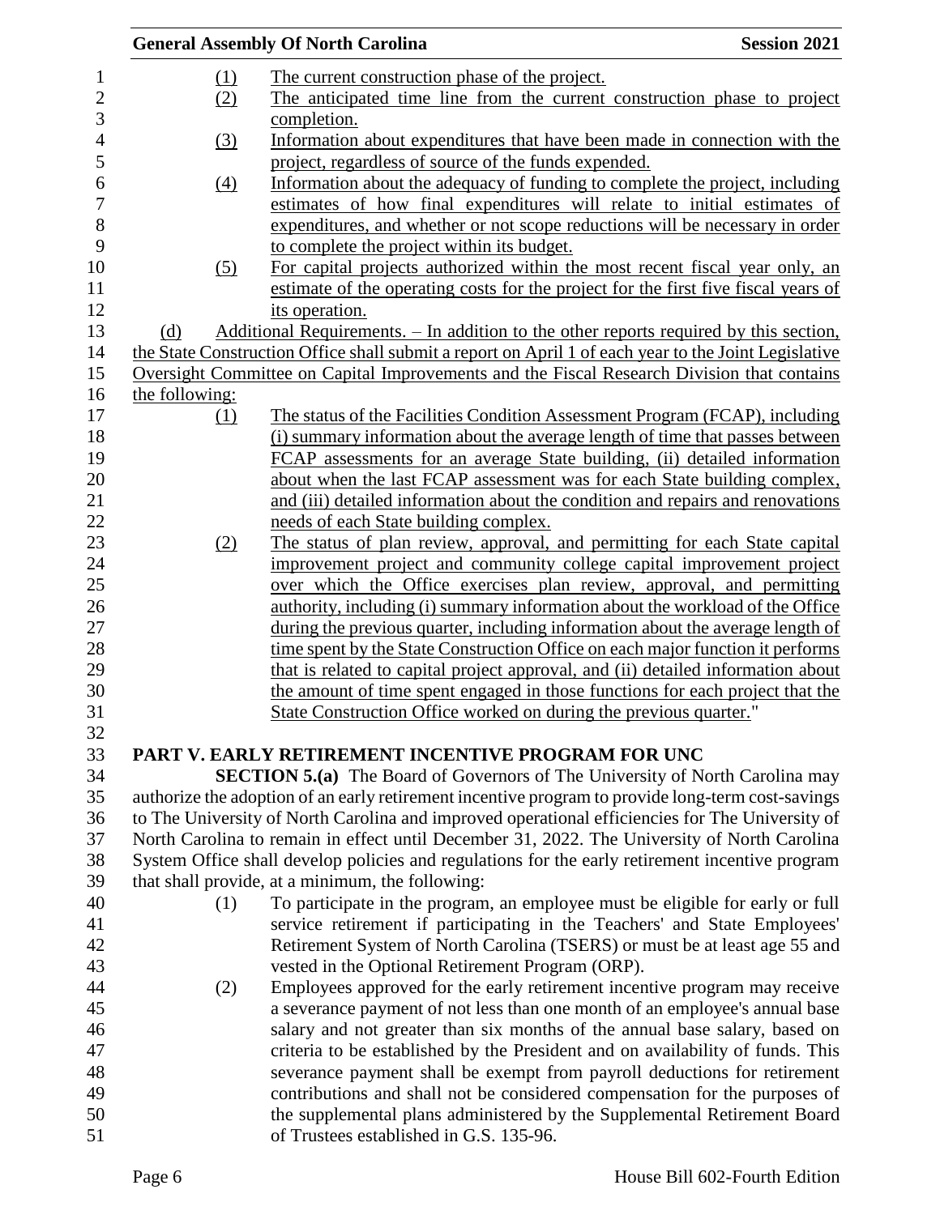(1) The current construction phase of the project.

(2) The anticipated time line from the current construction phase to project completion.

(3) Information about expenditures that have been made in connection with the project, regardless of source of the funds expended.

(4) Information about the adequacy of funding to complete the project, including estimates of how final expenditures will relate to initial estimates of expenditures, and whether or not scope reductions will be necessary in order to complete the project within its budget.

(5) For capital projects authorized within the most recent fiscal year only, an estimate of the operating costs for the project for the first five fiscal years of its operation.

(d) Additional Requirements. – In addition to the other reports required by this section, the State Construction Office shall submit a report on April 1 of each year to the Joint Legislative Oversight Committee on Capital Improvements and the Fiscal Research Division that contains the following:

(1) The status of the Facilities Condition Assessment Program (FCAP), including (i) summary information about the average length of time that passes between FCAP assessments for an average State building, (ii) detailed information about when the last FCAP assessment was for each State building complex, and (iii) detailed information about the condition and repairs and renovations needs of each State building complex.

(2) The status of plan review, approval, and permitting for each State capital improvement project and community college capital improvement project over which the Office exercises plan review, approval, and permitting authority, including (i) summary information about the workload of the Office during the previous quarter, including information about the average length of time spent by the State Construction Office on each major function it performs that is related to capital project approval, and (ii) detailed information about the amount of time spent engaged in those functions for each project that the State Construction Office worked on during the previous quarter."

## PART V. EARLY RETIREMENT INCENTIVE PROGRAM FOR UNC

**SECTION 5.(a)** The Board of Governors of The University of North Carolina may authorize the adoption of an early retirement incentive program to provide long-term cost-savings to The University of North Carolina and improved operational efficiencies for The University of North Carolina to remain in effect until December 31, 2022. The University of North Carolina System Office shall develop policies and regulations for the early retirement incentive program that shall provide, at a minimum, the following:

(1) To participate in the program, an employee must be eligible for early or full service retirement if participating in the Teachers' and State Employees' Retirement System of North Carolina (TSERS) or must be at least age 55 and vested in the Optional Retirement Program (ORP).

(2) Employees approved for the early retirement incentive program may receive a severance payment of not less than one month of an employee's annual base salary and not greater than six months of the annual base salary, based on criteria to be established by the President and on availability of funds. This severance payment shall be exempt from payroll deductions for retirement contributions and shall not be considered compensation for the purposes of the supplemental plans administered by the Supplemental Retirement Board of Trustees established in G.S. 135-96.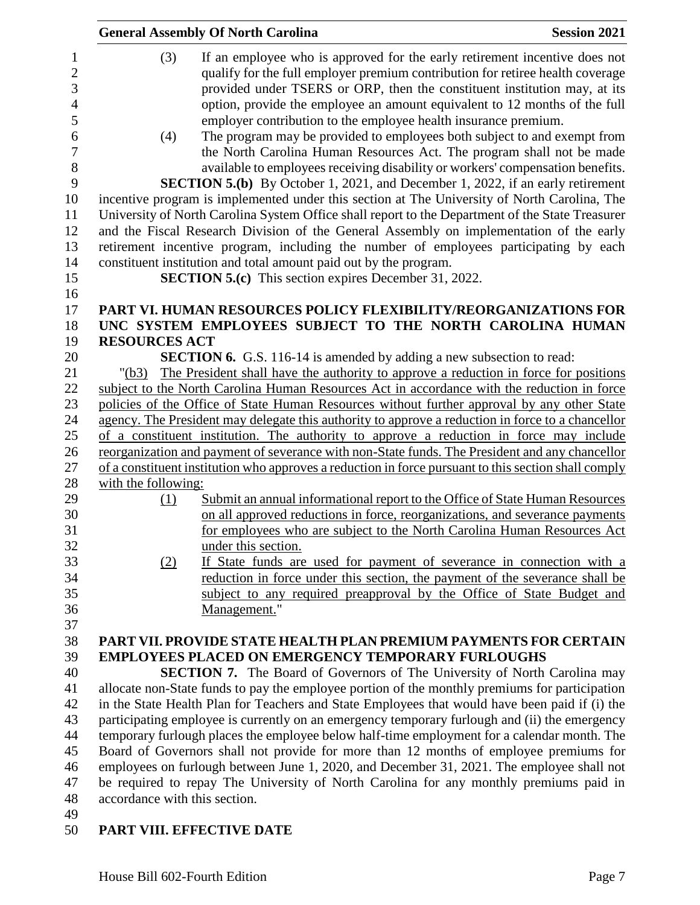(3) If an employee who is approved for the early retirement incentive does not qualify for the full employer premium contribution for retiree health coverage provided under TSERS or ORP, then the constituent institution may, at its option, provide the employee an amount equivalent to 12 months of the full employer contribution to the employee health insurance premium.

(4) The program may be provided to employees both subject to and exempt from the North Carolina Human Resources Act. The program shall not be made available to employees receiving disability or workers' compensation benefits.

**SECTION 5.(b)** By October 1, 2021, and December 1, 2022, if an early retirement incentive program is implemented under this section at The University of North Carolina, The University of North Carolina System Office shall report to the Department of the State Treasurer and the Fiscal Research Division of the General Assembly on implementation of the early retirement incentive program, including the number of employees participating by each constituent institution and total amount paid out by the program.

**SECTION 5.(c)** This section expires December 31, 2022.

## PART VI. HUMAN RESOURCES POLICY FLEXIBILITY/REORGANIZATIONS FOR UNC SYSTEM EMPLOYEES SUBJECT TO THE NORTH CAROLINA HUMAN RESOURCES ACT

**SECTION 6.** G.S. 116-14 is amended by adding a new subsection to read:

"(b3) The President shall have the authority to approve a reduction in force for positions subject to the North Carolina Human Resources Act in accordance with the reduction in force policies of the Office of State Human Resources without further approval by any other State agency. The President may delegate this authority to approve a reduction in force to a chancellor of a constituent institution. The authority to approve a reduction in force may include reorganization and payment of severance with non-State funds. The President and any chancellor of a constituent institution who approves a reduction in force pursuant to this section shall comply with the following:

(1) Submit an annual informational report to the Office of State Human Resources on all approved reductions in force, reorganizations, and severance payments for employees who are subject to the North Carolina Human Resources Act under this section.

(2) If State funds are used for payment of severance in connection with a reduction in force under this section, the payment of the severance shall be subject to any required preapproval by the Office of State Budget and Management."

## PART VII. PROVIDE STATE HEALTH PLAN PREMIUM PAYMENTS FOR CERTAIN EMPLOYEES PLACED ON EMERGENCY TEMPORARY FURLOUGHS

**SECTION 7.** The Board of Governors of The University of North Carolina may allocate non-State funds to pay the employee portion of the monthly premiums for participation in the State Health Plan for Teachers and State Employees that would have been paid if (i) the participating employee is currently on an emergency temporary furlough and (ii) the emergency temporary furlough places the employee below half-time employment for a calendar month. The Board of Governors shall not provide for more than 12 months of employee premiums for employees on furlough between June 1, 2020, and December 31, 2021. The employee shall not be required to repay The University of North Carolina for any monthly premiums paid in accordance with this section.

## PART VIII. EFFECTIVE DATE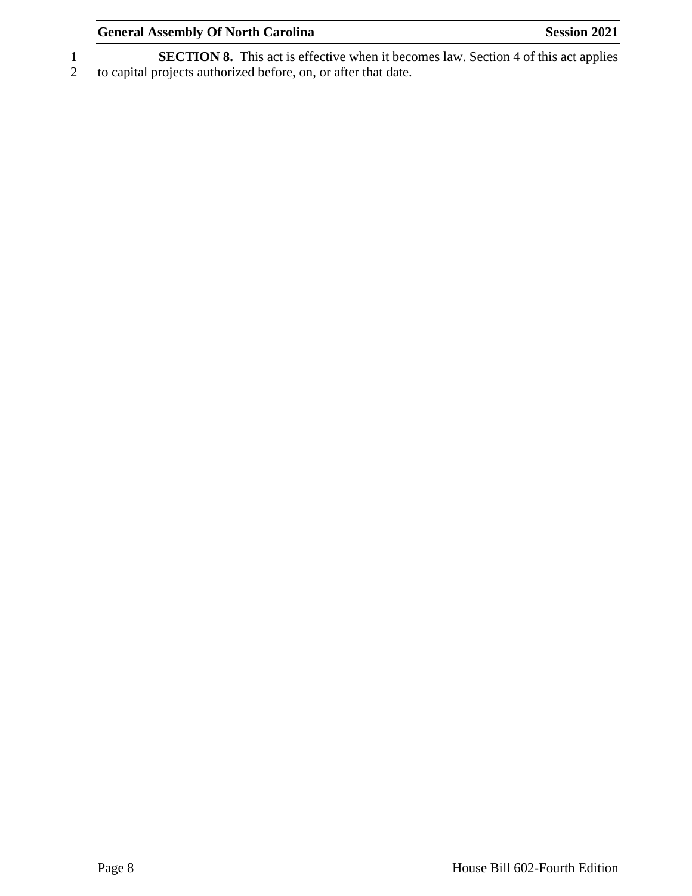**SECTION 8.** This act is effective when it becomes law. Section 4 of this act applies to capital projects authorized before, on, or after that date.